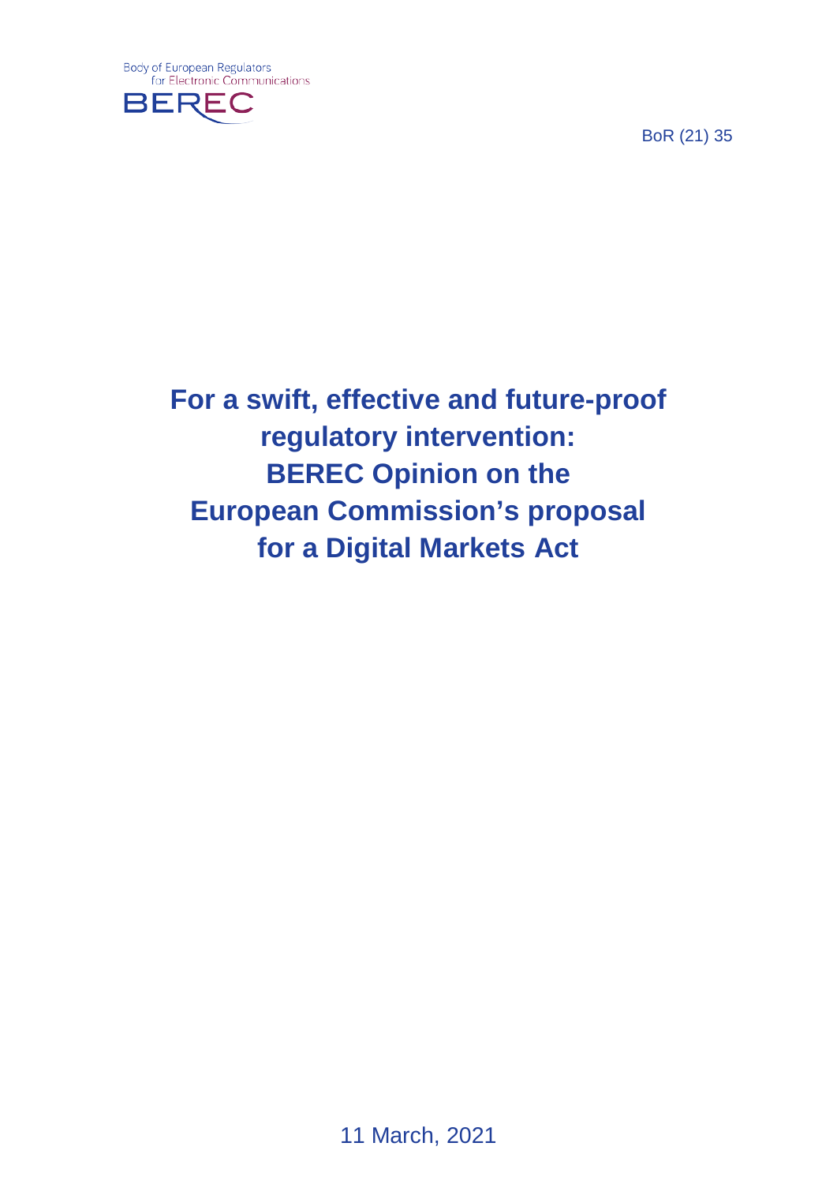Body of European Regulators for Electronic Communications

BEREC

BoR (21) 35

# For a swift, effective and future-proof regulatory intervention: BEREC Opinion on the European Commission's proposal for a Digital Markets Act

11 March, 2021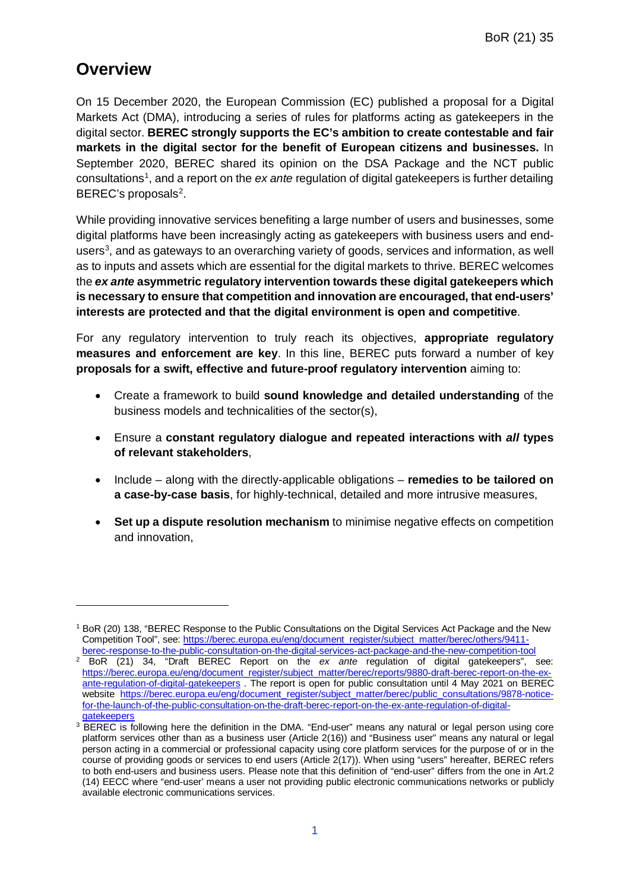# Overview

On 15 December 2020, the European Commission (EC) published a proposal for a Digital Markets Act (DMA), introducing a series of rules for platforms acting as gatekeepers in the digital sector. **BEREC strongly supports the EC's ambition to create contestable and fair markets in the digital sector for the benefit of European citizens and businesses.** In September 2020, BEREC shared its opinion on the DSA Package and the NCT public consultations[1], and a report on the *ex ante* regulation of digital gatekeepers is further detailing BEREC's proposals[2].

While providing innovative services benefiting a large number of users and businesses, some digital platforms have been increasingly acting as gatekeepers with business users and end-users[3], and as gateways to an overarching variety of goods, services and information, as well as to inputs and assets which are essential for the digital markets to thrive. BEREC welcomes the ***ex ante* asymmetric regulatory intervention towards these digital gatekeepers which is necessary to ensure that competition and innovation are encouraged, that end-users' interests are protected and that the digital environment is open and competitive**.

For any regulatory intervention to truly reach its objectives, **appropriate regulatory measures and enforcement are key**. In this line, BEREC puts forward a number of key **proposals for a swift, effective and future-proof regulatory intervention** aiming to:

- Create a framework to build **sound knowledge and detailed understanding** of the business models and technicalities of the sector(s),
- Ensure a **constant regulatory dialogue and repeated interactions with *all* types of relevant stakeholders**,
- Include – along with the directly-applicable obligations – **remedies to be tailored on a case-by-case basis**, for highly-technical, detailed and more intrusive measures,
- **Set up a dispute resolution mechanism** to minimise negative effects on competition and innovation,

---

[1] BoR (20) 138, "BEREC Response to the Public Consultations on the Digital Services Act Package and the New Competition Tool", see: https://berec.europa.eu/eng/document_register/subject_matter/berec/others/9411-berec-response-to-the-public-consultation-on-the-digital-services-act-package-and-the-new-competition-tool

[2] BoR (21) 34, "Draft BEREC Report on the *ex ante* regulation of digital gatekeepers", see: https://berec.europa.eu/eng/document_register/subject_matter/berec/reports/9880-draft-berec-report-on-the-ex-ante-regulation-of-digital-gatekeepers . The report is open for public consultation until 4 May 2021 on BEREC website https://berec.europa.eu/eng/document_register/subject_matter/berec/public_consultations/9878-notice-for-the-launch-of-the-public-consultation-on-the-draft-berec-report-on-the-ex-ante-regulation-of-digital-gatekeepers

[3] BEREC is following here the definition in the DMA. "End-user" means any natural or legal person using core platform services other than as a business user (Article 2(16)) and "Business user" means any natural or legal person acting in a commercial or professional capacity using core platform services for the purpose of or in the course of providing goods or services to end users (Article 2(17)). When using "users" hereafter, BEREC refers to both end-users and business users. Please note that this definition of "end-user" differs from the one in Art.2 (14) EECC where "end-user' means a user not providing public electronic communications networks or publicly available electronic communications services.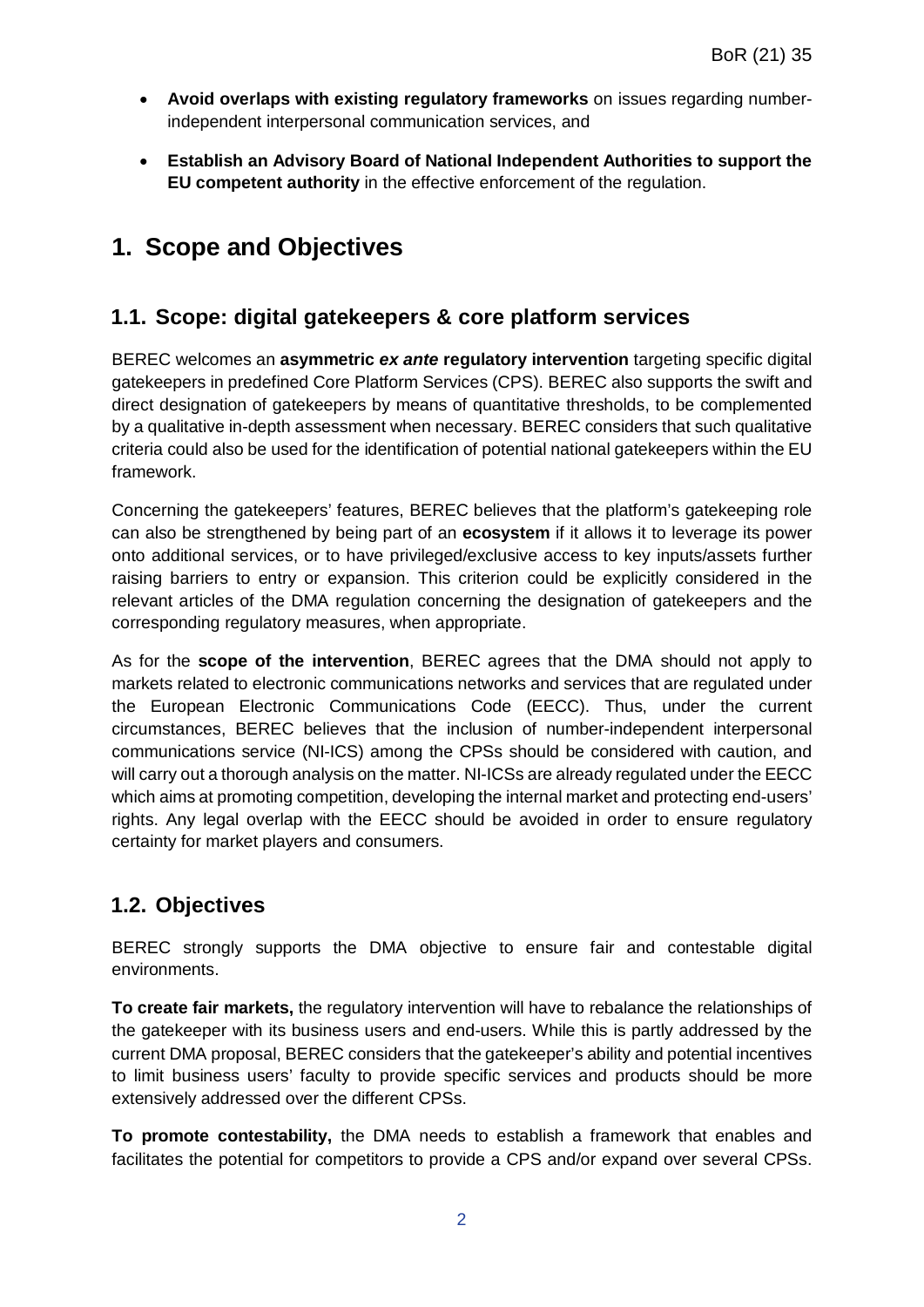- **Avoid overlaps with existing regulatory frameworks** on issues regarding number-independent interpersonal communication services, and
- **Establish an Advisory Board of National Independent Authorities to support the EU competent authority** in the effective enforcement of the regulation.

# 1. Scope and Objectives

## 1.1. Scope: digital gatekeepers & core platform services

BEREC welcomes an **asymmetric *ex ante* regulatory intervention** targeting specific digital gatekeepers in predefined Core Platform Services (CPS). BEREC also supports the swift and direct designation of gatekeepers by means of quantitative thresholds, to be complemented by a qualitative in-depth assessment when necessary. BEREC considers that such qualitative criteria could also be used for the identification of potential national gatekeepers within the EU framework.

Concerning the gatekeepers' features, BEREC believes that the platform's gatekeeping role can also be strengthened by being part of an **ecosystem** if it allows it to leverage its power onto additional services, or to have privileged/exclusive access to key inputs/assets further raising barriers to entry or expansion. This criterion could be explicitly considered in the relevant articles of the DMA regulation concerning the designation of gatekeepers and the corresponding regulatory measures, when appropriate.

As for the **scope of the intervention**, BEREC agrees that the DMA should not apply to markets related to electronic communications networks and services that are regulated under the European Electronic Communications Code (EECC). Thus, under the current circumstances, BEREC believes that the inclusion of number-independent interpersonal communications service (NI-ICS) among the CPSs should be considered with caution, and will carry out a thorough analysis on the matter. NI-ICSs are already regulated under the EECC which aims at promoting competition, developing the internal market and protecting end-users' rights. Any legal overlap with the EECC should be avoided in order to ensure regulatory certainty for market players and consumers.

## 1.2. Objectives

BEREC strongly supports the DMA objective to ensure fair and contestable digital environments.

**To create fair markets,** the regulatory intervention will have to rebalance the relationships of the gatekeeper with its business users and end-users. While this is partly addressed by the current DMA proposal, BEREC considers that the gatekeeper's ability and potential incentives to limit business users' faculty to provide specific services and products should be more extensively addressed over the different CPSs.

**To promote contestability,** the DMA needs to establish a framework that enables and facilitates the potential for competitors to provide a CPS and/or expand over several CPSs.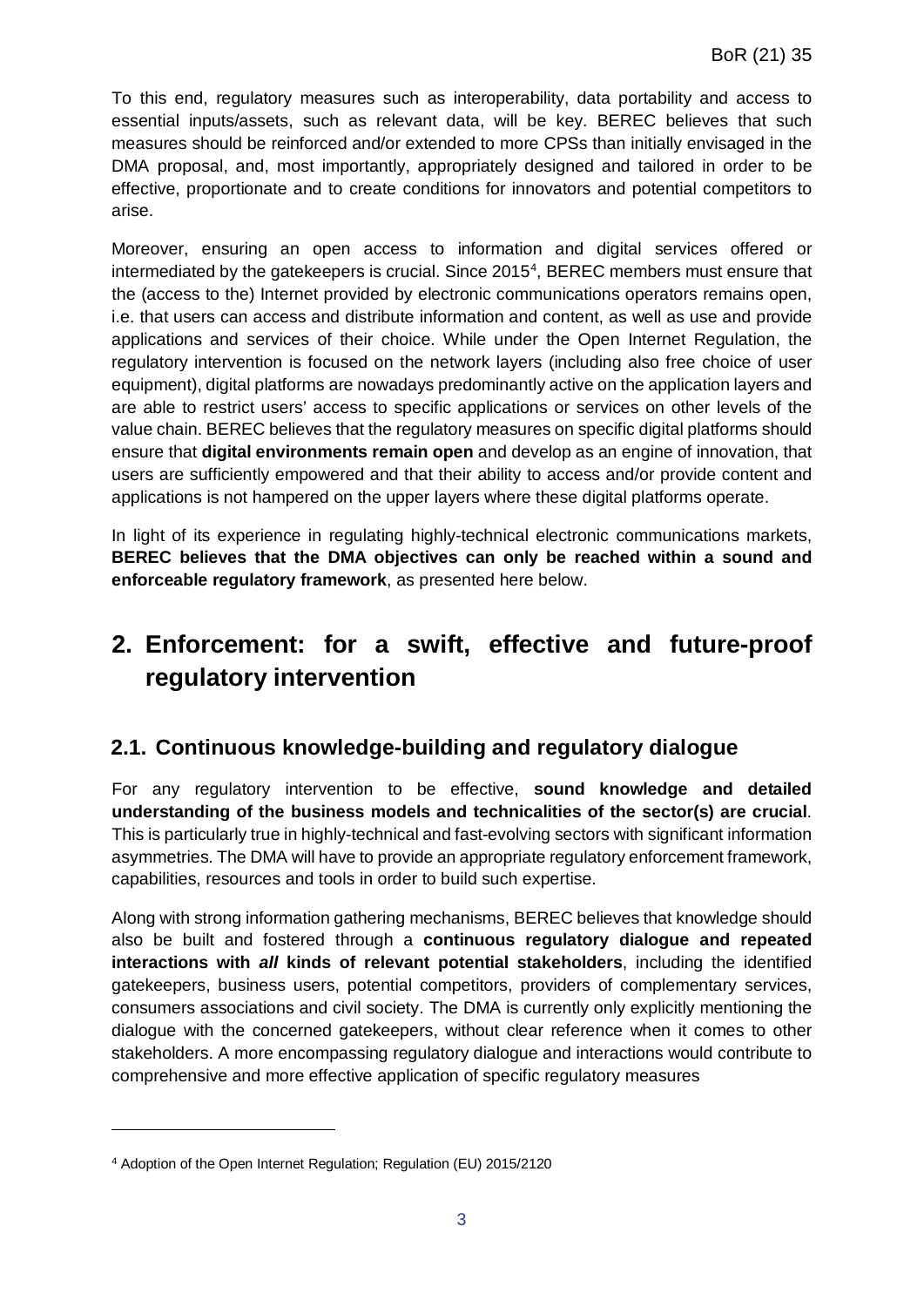To this end, regulatory measures such as interoperability, data portability and access to essential inputs/assets, such as relevant data, will be key. BEREC believes that such measures should be reinforced and/or extended to more CPSs than initially envisaged in the DMA proposal, and, most importantly, appropriately designed and tailored in order to be effective, proportionate and to create conditions for innovators and potential competitors to arise.

Moreover, ensuring an open access to information and digital services offered or intermediated by the gatekeepers is crucial. Since 2015[4], BEREC members must ensure that the (access to the) Internet provided by electronic communications operators remains open, i.e. that users can access and distribute information and content, as well as use and provide applications and services of their choice. While under the Open Internet Regulation, the regulatory intervention is focused on the network layers (including also free choice of user equipment), digital platforms are nowadays predominantly active on the application layers and are able to restrict users' access to specific applications or services on other levels of the value chain. BEREC believes that the regulatory measures on specific digital platforms should ensure that **digital environments remain open** and develop as an engine of innovation, that users are sufficiently empowered and that their ability to access and/or provide content and applications is not hampered on the upper layers where these digital platforms operate.

In light of its experience in regulating highly-technical electronic communications markets, **BEREC believes that the DMA objectives can only be reached within a sound and enforceable regulatory framework**, as presented here below.

# 2. Enforcement: for a swift, effective and future-proof regulatory intervention

## 2.1. Continuous knowledge-building and regulatory dialogue

For any regulatory intervention to be effective, **sound knowledge and detailed understanding of the business models and technicalities of the sector(s) are crucial**. This is particularly true in highly-technical and fast-evolving sectors with significant information asymmetries. The DMA will have to provide an appropriate regulatory enforcement framework, capabilities, resources and tools in order to build such expertise.

Along with strong information gathering mechanisms, BEREC believes that knowledge should also be built and fostered through a **continuous regulatory dialogue and repeated interactions with *all* kinds of relevant potential stakeholders**, including the identified gatekeepers, business users, potential competitors, providers of complementary services, consumers associations and civil society. The DMA is currently only explicitly mentioning the dialogue with the concerned gatekeepers, without clear reference when it comes to other stakeholders. A more encompassing regulatory dialogue and interactions would contribute to comprehensive and more effective application of specific regulatory measures

[4] Adoption of the Open Internet Regulation; Regulation (EU) 2015/2120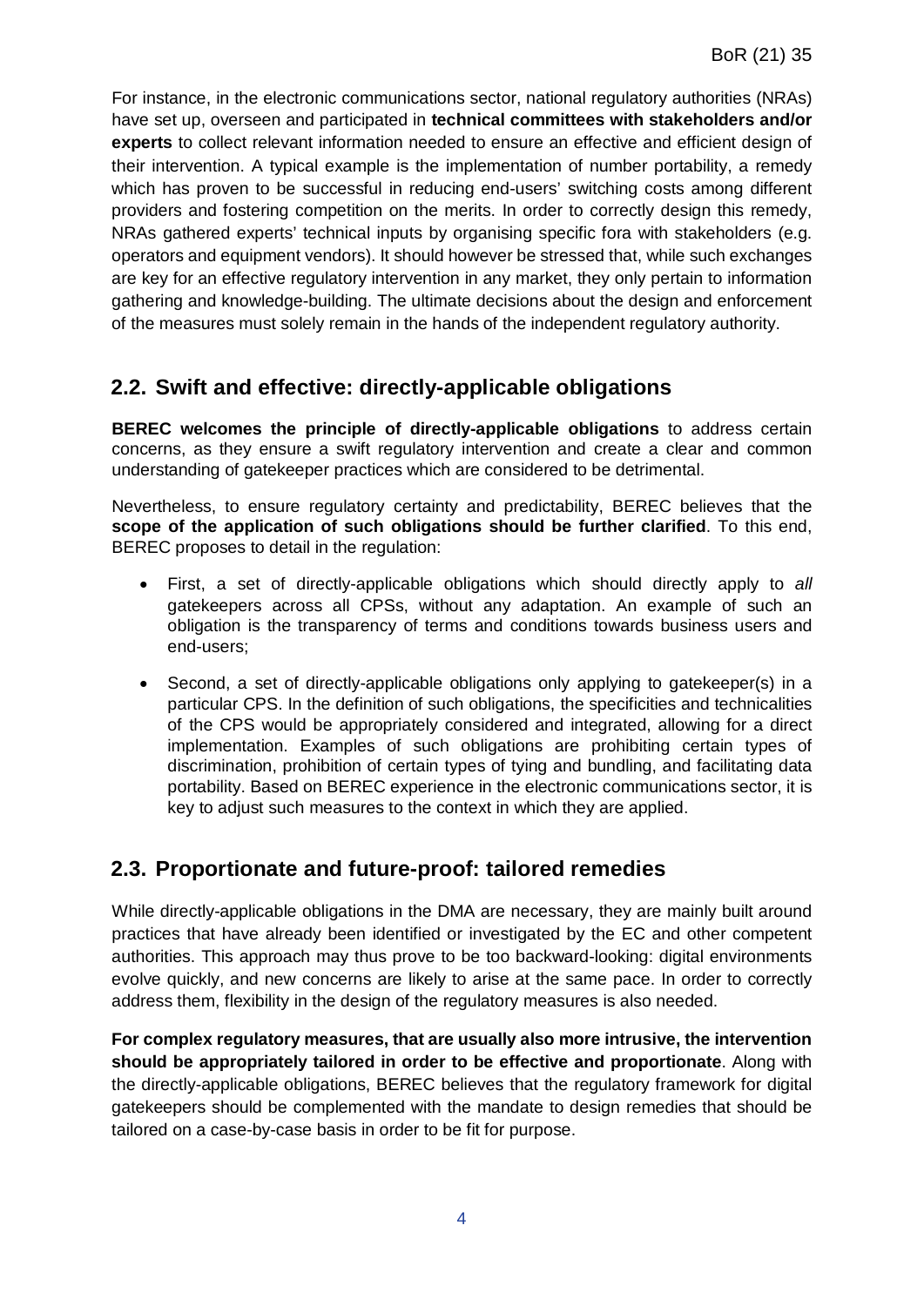For instance, in the electronic communications sector, national regulatory authorities (NRAs) have set up, overseen and participated in **technical committees with stakeholders and/or experts** to collect relevant information needed to ensure an effective and efficient design of their intervention. A typical example is the implementation of number portability, a remedy which has proven to be successful in reducing end-users' switching costs among different providers and fostering competition on the merits. In order to correctly design this remedy, NRAs gathered experts' technical inputs by organising specific fora with stakeholders (e.g. operators and equipment vendors). It should however be stressed that, while such exchanges are key for an effective regulatory intervention in any market, they only pertain to information gathering and knowledge-building. The ultimate decisions about the design and enforcement of the measures must solely remain in the hands of the independent regulatory authority.

## 2.2. Swift and effective: directly-applicable obligations

**BEREC welcomes the principle of directly-applicable obligations** to address certain concerns, as they ensure a swift regulatory intervention and create a clear and common understanding of gatekeeper practices which are considered to be detrimental.

Nevertheless, to ensure regulatory certainty and predictability, BEREC believes that the **scope of the application of such obligations should be further clarified**. To this end, BEREC proposes to detail in the regulation:

- First, a set of directly-applicable obligations which should directly apply to *all* gatekeepers across all CPSs, without any adaptation. An example of such an obligation is the transparency of terms and conditions towards business users and end-users;
- Second, a set of directly-applicable obligations only applying to gatekeeper(s) in a particular CPS. In the definition of such obligations, the specificities and technicalities of the CPS would be appropriately considered and integrated, allowing for a direct implementation. Examples of such obligations are prohibiting certain types of discrimination, prohibition of certain types of tying and bundling, and facilitating data portability. Based on BEREC experience in the electronic communications sector, it is key to adjust such measures to the context in which they are applied.

## 2.3. Proportionate and future-proof: tailored remedies

While directly-applicable obligations in the DMA are necessary, they are mainly built around practices that have already been identified or investigated by the EC and other competent authorities. This approach may thus prove to be too backward-looking: digital environments evolve quickly, and new concerns are likely to arise at the same pace. In order to correctly address them, flexibility in the design of the regulatory measures is also needed.

**For complex regulatory measures, that are usually also more intrusive, the intervention should be appropriately tailored in order to be effective and proportionate**. Along with the directly-applicable obligations, BEREC believes that the regulatory framework for digital gatekeepers should be complemented with the mandate to design remedies that should be tailored on a case-by-case basis in order to be fit for purpose.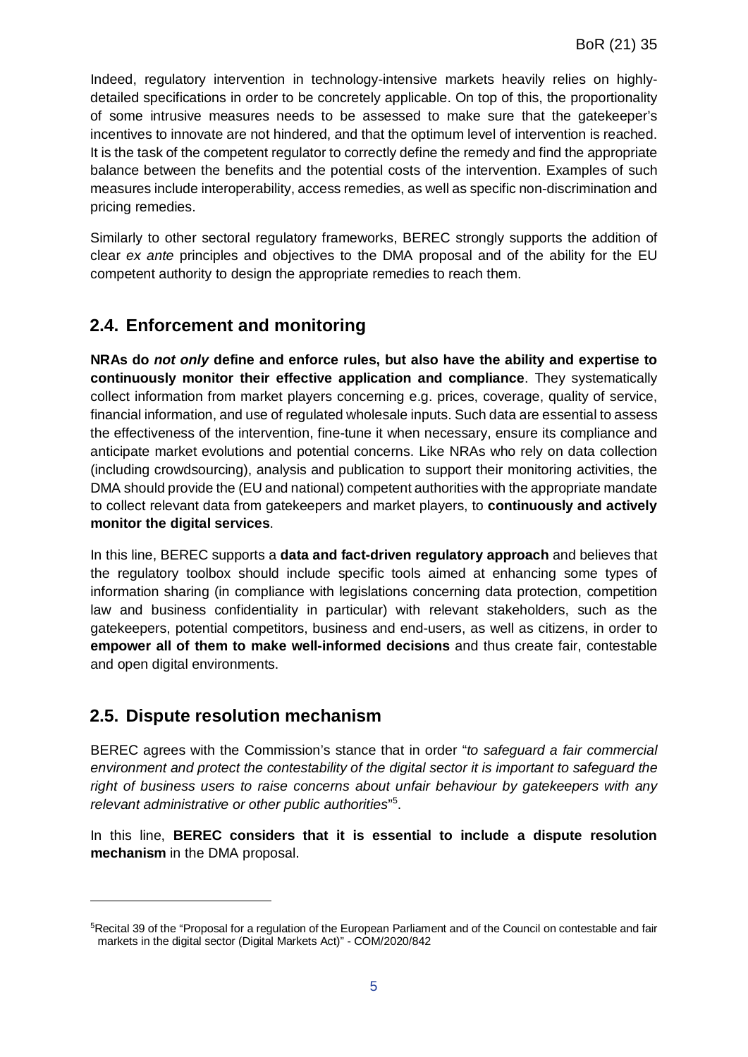Indeed, regulatory intervention in technology-intensive markets heavily relies on highly-detailed specifications in order to be concretely applicable. On top of this, the proportionality of some intrusive measures needs to be assessed to make sure that the gatekeeper's incentives to innovate are not hindered, and that the optimum level of intervention is reached. It is the task of the competent regulator to correctly define the remedy and find the appropriate balance between the benefits and the potential costs of the intervention. Examples of such measures include interoperability, access remedies, as well as specific non-discrimination and pricing remedies.

Similarly to other sectoral regulatory frameworks, BEREC strongly supports the addition of clear *ex ante* principles and objectives to the DMA proposal and of the ability for the EU competent authority to design the appropriate remedies to reach them.

## 2.4. Enforcement and monitoring

**NRAs do *not only* define and enforce rules, but also have the ability and expertise to continuously monitor their effective application and compliance**. They systematically collect information from market players concerning e.g. prices, coverage, quality of service, financial information, and use of regulated wholesale inputs. Such data are essential to assess the effectiveness of the intervention, fine-tune it when necessary, ensure its compliance and anticipate market evolutions and potential concerns. Like NRAs who rely on data collection (including crowdsourcing), analysis and publication to support their monitoring activities, the DMA should provide the (EU and national) competent authorities with the appropriate mandate to collect relevant data from gatekeepers and market players, to **continuously and actively monitor the digital services**.

In this line, BEREC supports a **data and fact-driven regulatory approach** and believes that the regulatory toolbox should include specific tools aimed at enhancing some types of information sharing (in compliance with legislations concerning data protection, competition law and business confidentiality in particular) with relevant stakeholders, such as the gatekeepers, potential competitors, business and end-users, as well as citizens, in order to **empower all of them to make well-informed decisions** and thus create fair, contestable and open digital environments.

## 2.5. Dispute resolution mechanism

BEREC agrees with the Commission's stance that in order "*to safeguard a fair commercial environment and protect the contestability of the digital sector it is important to safeguard the right of business users to raise concerns about unfair behaviour by gatekeepers with any relevant administrative or other public authorities*"[5].

In this line, **BEREC considers that it is essential to include a dispute resolution mechanism** in the DMA proposal.

---

[5] Recital 39 of the "Proposal for a regulation of the European Parliament and of the Council on contestable and fair markets in the digital sector (Digital Markets Act)" - COM/2020/842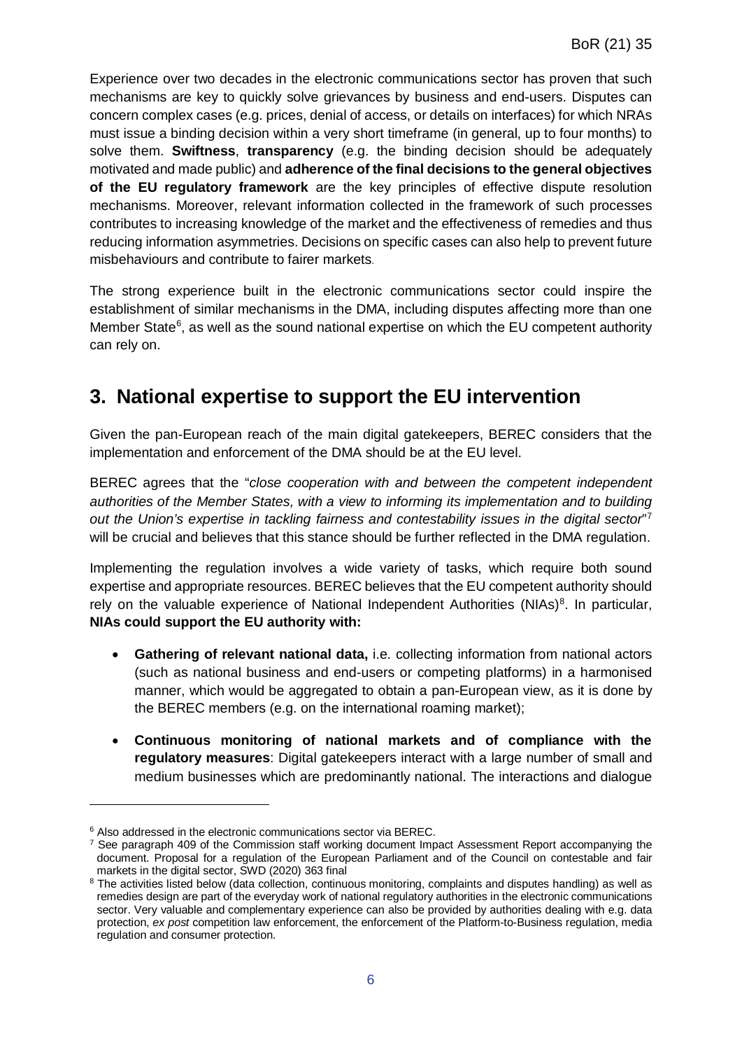Experience over two decades in the electronic communications sector has proven that such mechanisms are key to quickly solve grievances by business and end-users. Disputes can concern complex cases (e.g. prices, denial of access, or details on interfaces) for which NRAs must issue a binding decision within a very short timeframe (in general, up to four months) to solve them. **Swiftness**, **transparency** (e.g. the binding decision should be adequately motivated and made public) and **adherence of the final decisions to the general objectives of the EU regulatory framework** are the key principles of effective dispute resolution mechanisms. Moreover, relevant information collected in the framework of such processes contributes to increasing knowledge of the market and the effectiveness of remedies and thus reducing information asymmetries. Decisions on specific cases can also help to prevent future misbehaviours and contribute to fairer markets.

The strong experience built in the electronic communications sector could inspire the establishment of similar mechanisms in the DMA, including disputes affecting more than one Member State[6], as well as the sound national expertise on which the EU competent authority can rely on.

## 3. National expertise to support the EU intervention

Given the pan-European reach of the main digital gatekeepers, BEREC considers that the implementation and enforcement of the DMA should be at the EU level.

BEREC agrees that the "*close cooperation with and between the competent independent authorities of the Member States, with a view to informing its implementation and to building out the Union's expertise in tackling fairness and contestability issues in the digital sector*"[7] will be crucial and believes that this stance should be further reflected in the DMA regulation.

Implementing the regulation involves a wide variety of tasks, which require both sound expertise and appropriate resources. BEREC believes that the EU competent authority should rely on the valuable experience of National Independent Authorities (NIAs)[8]. In particular, **NIAs could support the EU authority with:**

- **Gathering of relevant national data,** i.e. collecting information from national actors (such as national business and end-users or competing platforms) in a harmonised manner, which would be aggregated to obtain a pan-European view, as it is done by the BEREC members (e.g. on the international roaming market);
- **Continuous monitoring of national markets and of compliance with the regulatory measures**: Digital gatekeepers interact with a large number of small and medium businesses which are predominantly national. The interactions and dialogue

[6] Also addressed in the electronic communications sector via BEREC.

[7] See paragraph 409 of the Commission staff working document Impact Assessment Report accompanying the document. Proposal for a regulation of the European Parliament and of the Council on contestable and fair markets in the digital sector, SWD (2020) 363 final

[8] The activities listed below (data collection, continuous monitoring, complaints and disputes handling) as well as remedies design are part of the everyday work of national regulatory authorities in the electronic communications sector. Very valuable and complementary experience can also be provided by authorities dealing with e.g. data protection, *ex post* competition law enforcement, the enforcement of the Platform-to-Business regulation, media regulation and consumer protection.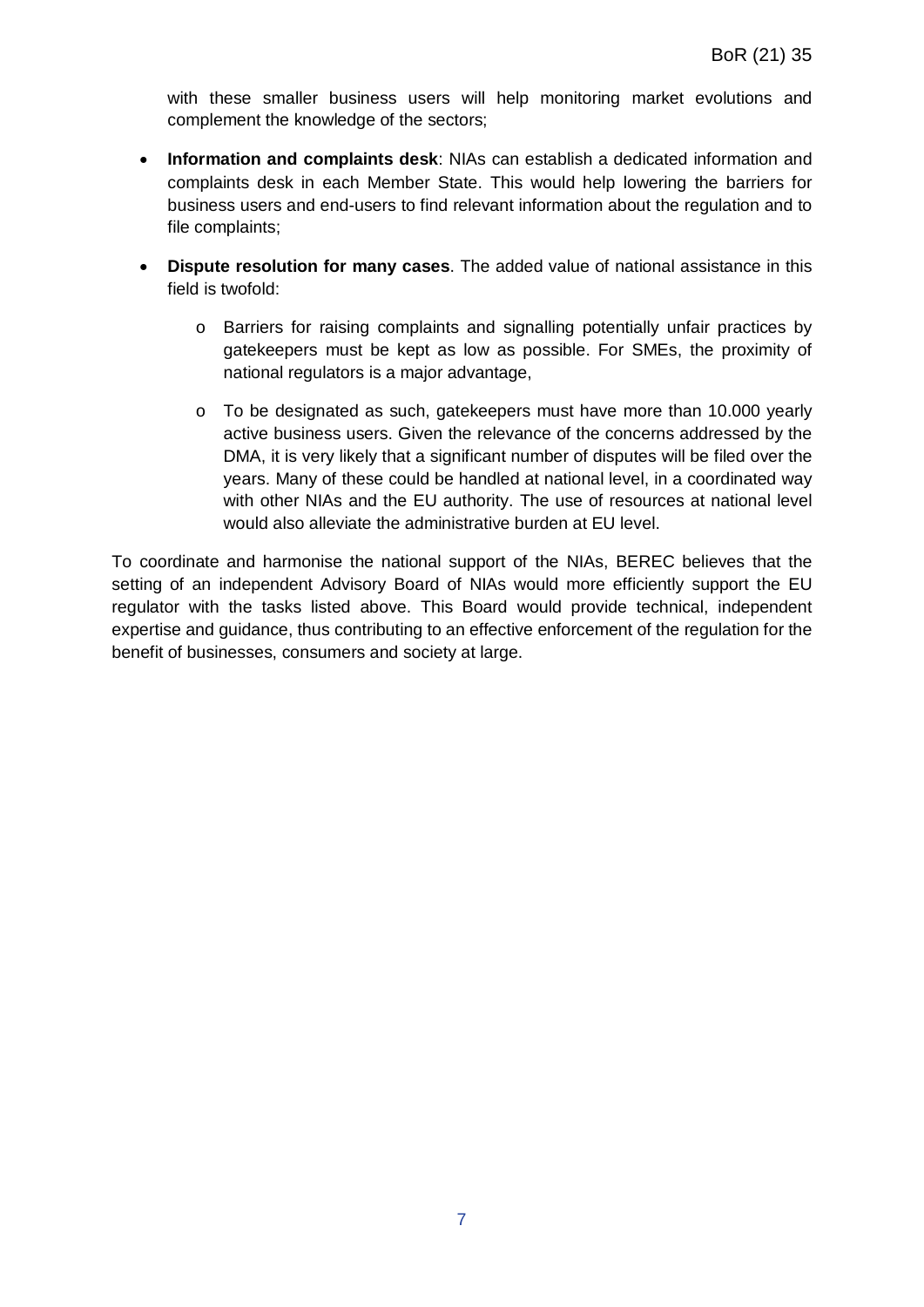with these smaller business users will help monitoring market evolutions and complement the knowledge of the sectors;

- **Information and complaints desk**: NIAs can establish a dedicated information and complaints desk in each Member State. This would help lowering the barriers for business users and end-users to find relevant information about the regulation and to file complaints;

- **Dispute resolution for many cases**. The added value of national assistance in this field is twofold:

    - Barriers for raising complaints and signalling potentially unfair practices by gatekeepers must be kept as low as possible. For SMEs, the proximity of national regulators is a major advantage,

    - To be designated as such, gatekeepers must have more than 10.000 yearly active business users. Given the relevance of the concerns addressed by the DMA, it is very likely that a significant number of disputes will be filed over the years. Many of these could be handled at national level, in a coordinated way with other NIAs and the EU authority. The use of resources at national level would also alleviate the administrative burden at EU level.

To coordinate and harmonise the national support of the NIAs, BEREC believes that the setting of an independent Advisory Board of NIAs would more efficiently support the EU regulator with the tasks listed above. This Board would provide technical, independent expertise and guidance, thus contributing to an effective enforcement of the regulation for the benefit of businesses, consumers and society at large.